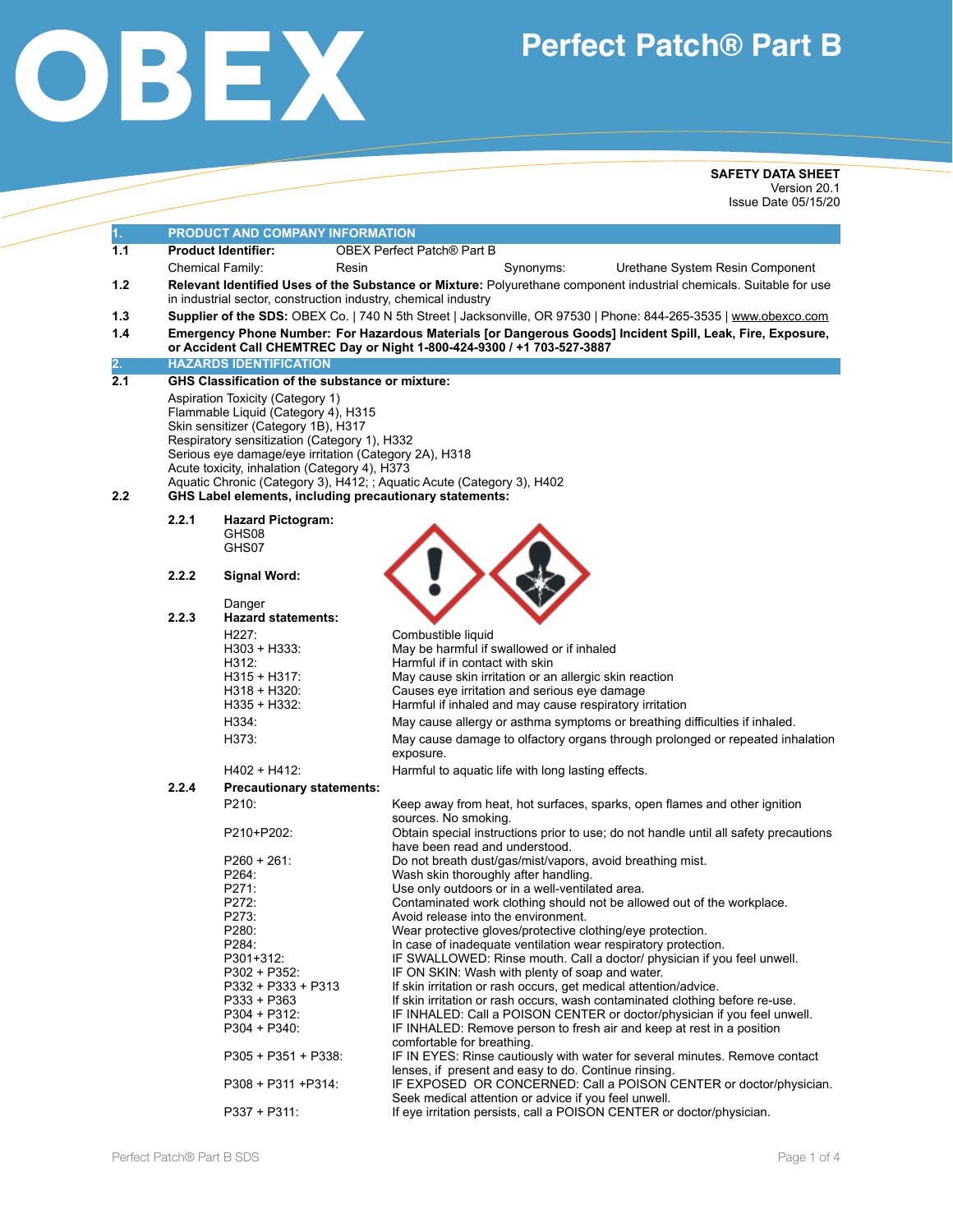# OBEX

# Perfect Patch® Part B

**SAFETY DATA SHEET**
Version 20.1
Issue Date 05/15/20

## 1. PRODUCT AND COMPANY INFORMATION

**1.1 Product Identifier:** OBEX Perfect Patch® Part B

Chemical Family: Resin    Synonyms: Urethane System Resin Component

**1.2 Relevant Identified Uses of the Substance or Mixture:** Polyurethane component industrial chemicals. Suitable for use in industrial sector, construction industry, chemical industry

**1.3 Supplier of the SDS:** OBEX Co. | 740 N 5th Street | Jacksonville, OR 97530 | Phone: 844-265-3535 | www.obexco.com

**1.4 Emergency Phone Number: For Hazardous Materials [or Dangerous Goods] Incident Spill, Leak, Fire, Exposure, or Accident Call CHEMTREC Day or Night 1-800-424-9300 / +1 703-527-3887**

## 2. HAZARDS IDENTIFICATION

**2.1 GHS Classification of the substance or mixture:**

Aspiration Toxicity (Category 1)
Flammable Liquid (Category 4), H315
Skin sensitizer (Category 1B), H317
Respiratory sensitization (Category 1), H332
Serious eye damage/eye irritation (Category 2A), H318
Acute toxicity, inhalation (Category 4), H373
Aquatic Chronic (Category 3), H412; ; Aquatic Acute (Category 3), H402

**2.2 GHS Label elements, including precautionary statements:**

**2.2.1 Hazard Pictogram:**
GHS08
GHS07

**2.2.2 Signal Word:**

Danger

**2.2.3 Hazard statements:**

| | |
|---|---|
| H227: | Combustible liquid |
| H303 + H333: | May be harmful if swallowed or if inhaled |
| H312: | Harmful if in contact with skin |
| H315 + H317: | May cause skin irritation or an allergic skin reaction |
| H318 + H320: | Causes eye irritation and serious eye damage |
| H335 + H332: | Harmful if inhaled and may cause respiratory irritation |
| H334: | May cause allergy or asthma symptoms or breathing difficulties if inhaled. |
| H373: | May cause damage to olfactory organs through prolonged or repeated inhalation exposure. |
| H402 + H412: | Harmful to aquatic life with long lasting effects. |

**2.2.4 Precautionary statements:**

| | |
|---|---|
| P210: | Keep away from heat, hot surfaces, sparks, open flames and other ignition sources. No smoking. |
| P210+P202: | Obtain special instructions prior to use; do not handle until all safety precautions have been read and understood. |
| P260 + 261: | Do not breath dust/gas/mist/vapors, avoid breathing mist. |
| P264: | Wash skin thoroughly after handling. |
| P271: | Use only outdoors or in a well-ventilated area. |
| P272: | Contaminated work clothing should not be allowed out of the workplace. |
| P273: | Avoid release into the environment. |
| P280: | Wear protective gloves/protective clothing/eye protection. |
| P284: | In case of inadequate ventilation wear respiratory protection. |
| P301+312: | IF SWALLOWED: Rinse mouth. Call a doctor/ physician if you feel unwell. |
| P302 + P352: | IF ON SKIN: Wash with plenty of soap and water. |
| P332 + P333 + P313 | If skin irritation or rash occurs, get medical attention/advice. |
| P333 + P363 | If skin irritation or rash occurs, wash contaminated clothing before re-use. |
| P304 + P312: | IF INHALED: Call a POISON CENTER or doctor/physician if you feel unwell. |
| P304 + P340: | IF INHALED: Remove person to fresh air and keep at rest in a position comfortable for breathing. |
| P305 + P351 + P338: | IF IN EYES: Rinse cautiously with water for several minutes. Remove contact lenses, if present and easy to do. Continue rinsing. |
| P308 + P311 +P314: | IF EXPOSED OR CONCERNED: Call a POISON CENTER or doctor/physician. Seek medical attention or advice if you feel unwell. |
| P337 + P311: | If eye irritation persists, call a POISON CENTER or doctor/physician. |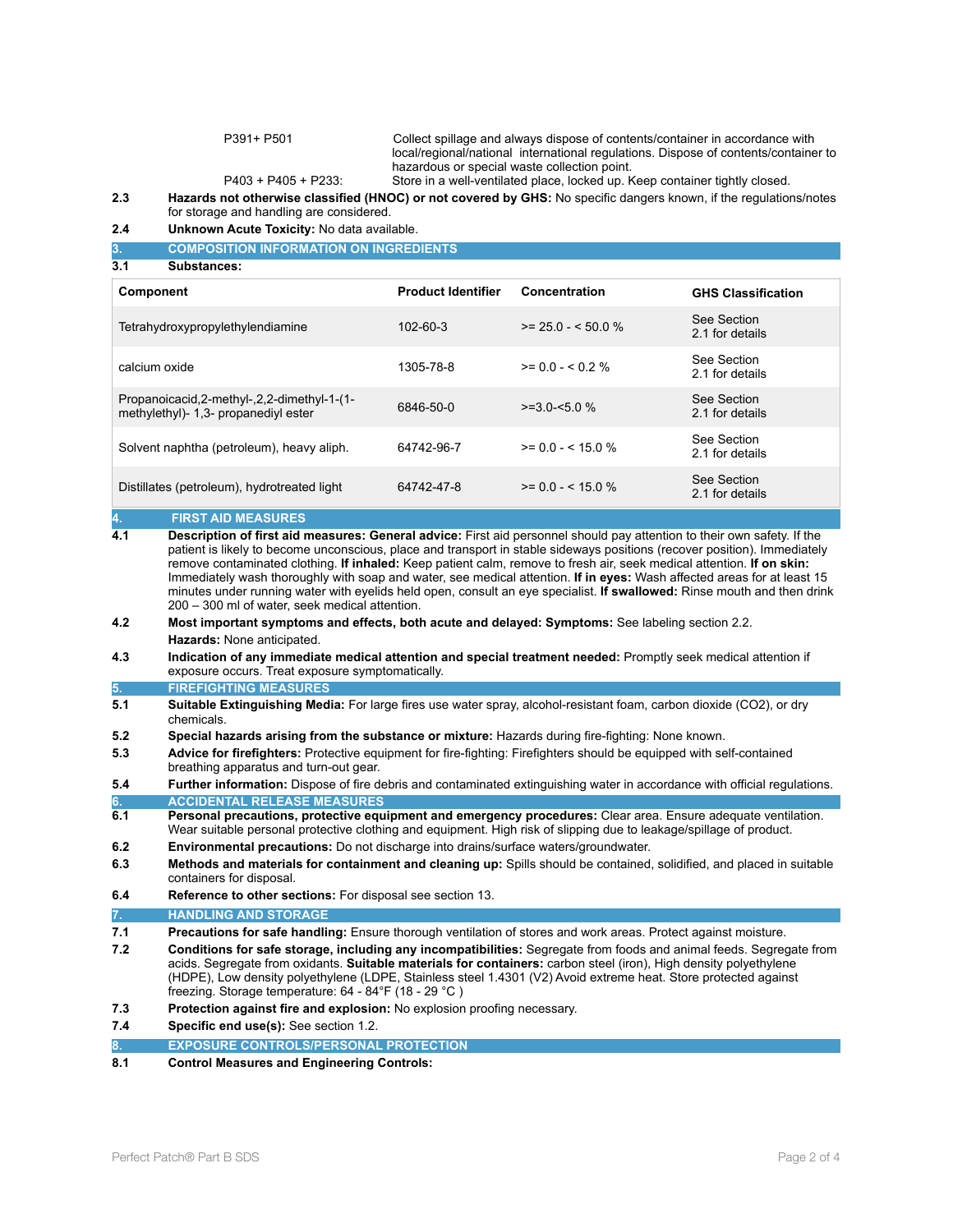| | |
|---|---|
| P391+ P501 | Collect spillage and always dispose of contents/container in accordance with local/regional/national international regulations. Dispose of contents/container to hazardous or special waste collection point. |
| P403 + P405 + P233: | Store in a well-ventilated place, locked up. Keep container tightly closed. |

**2.3 Hazards not otherwise classified (HNOC) or not covered by GHS:** No specific dangers known, if the regulations/notes for storage and handling are considered.

**2.4 Unknown Acute Toxicity:** No data available.

## 3. COMPOSITION INFORMATION ON INGREDIENTS

**3.1 Substances:**

| Component | Product Identifier | Concentration | GHS Classification |
|---|---|---|---|
| Tetrahydroxypropylethylendiamine | 102-60-3 | >= 25.0 - < 50.0 % | See Section 2.1 for details |
| calcium oxide | 1305-78-8 | >= 0.0 - < 0.2 % | See Section 2.1 for details |
| Propanoicacid,2-methyl-,2,2-dimethyl-1-(1-methylethyl)- 1,3- propanediyl ester | 6846-50-0 | >=3.0-<5.0 % | See Section 2.1 for details |
| Solvent naphtha (petroleum), heavy aliph. | 64742-96-7 | >= 0.0 - < 15.0 % | See Section 2.1 for details |
| Distillates (petroleum), hydrotreated light | 64742-47-8 | >= 0.0 - < 15.0 % | See Section 2.1 for details |

## 4. FIRST AID MEASURES

**4.1 Description of first aid measures: General advice:** First aid personnel should pay attention to their own safety. If the patient is likely to become unconscious, place and transport in stable sideways positions (recover position). Immediately remove contaminated clothing. **If inhaled:** Keep patient calm, remove to fresh air, seek medical attention. **If on skin:** Immediately wash thoroughly with soap and water, see medical attention. **If in eyes:** Wash affected areas for at least 15 minutes under running water with eyelids held open, consult an eye specialist. **If swallowed:** Rinse mouth and then drink 200 – 300 ml of water, seek medical attention.

**4.2 Most important symptoms and effects, both acute and delayed: Symptoms:** See labeling section 2.2.

**Hazards:** None anticipated.

**4.3 Indication of any immediate medical attention and special treatment needed:** Promptly seek medical attention if exposure occurs. Treat exposure symptomatically.

## 5. FIREFIGHTING MEASURES

**5.1 Suitable Extinguishing Media:** For large fires use water spray, alcohol-resistant foam, carbon dioxide ($CO_2$), or dry chemicals.

**5.2 Special hazards arising from the substance or mixture:** Hazards during fire-fighting: None known.

**5.3 Advice for firefighters:** Protective equipment for fire-fighting: Firefighters should be equipped with self-contained breathing apparatus and turn-out gear.

**5.4 Further information:** Dispose of fire debris and contaminated extinguishing water in accordance with official regulations.

## 6. ACCIDENTAL RELEASE MEASURES

**6.1 Personal precautions, protective equipment and emergency procedures:** Clear area. Ensure adequate ventilation. Wear suitable personal protective clothing and equipment. High risk of slipping due to leakage/spillage of product.

**6.2 Environmental precautions:** Do not discharge into drains/surface waters/groundwater.

**6.3 Methods and materials for containment and cleaning up:** Spills should be contained, solidified, and placed in suitable containers for disposal.

**6.4 Reference to other sections:** For disposal see section 13.

## 7. HANDLING AND STORAGE

**7.1 Precautions for safe handling:** Ensure thorough ventilation of stores and work areas. Protect against moisture.

**7.2 Conditions for safe storage, including any incompatibilities:** Segregate from foods and animal feeds. Segregate from acids. Segregate from oxidants. **Suitable materials for containers:** carbon steel (iron), High density polyethylene (HDPE), Low density polyethylene (LDPE, Stainless steel 1.4301 (V2) Avoid extreme heat. Store protected against freezing. Storage temperature: 64 - 84°F (18 - 29 °C )

**7.3 Protection against fire and explosion:** No explosion proofing necessary.

**7.4 Specific end use(s):** See section 1.2.

## 8. EXPOSURE CONTROLS/PERSONAL PROTECTION

**8.1 Control Measures and Engineering Controls:**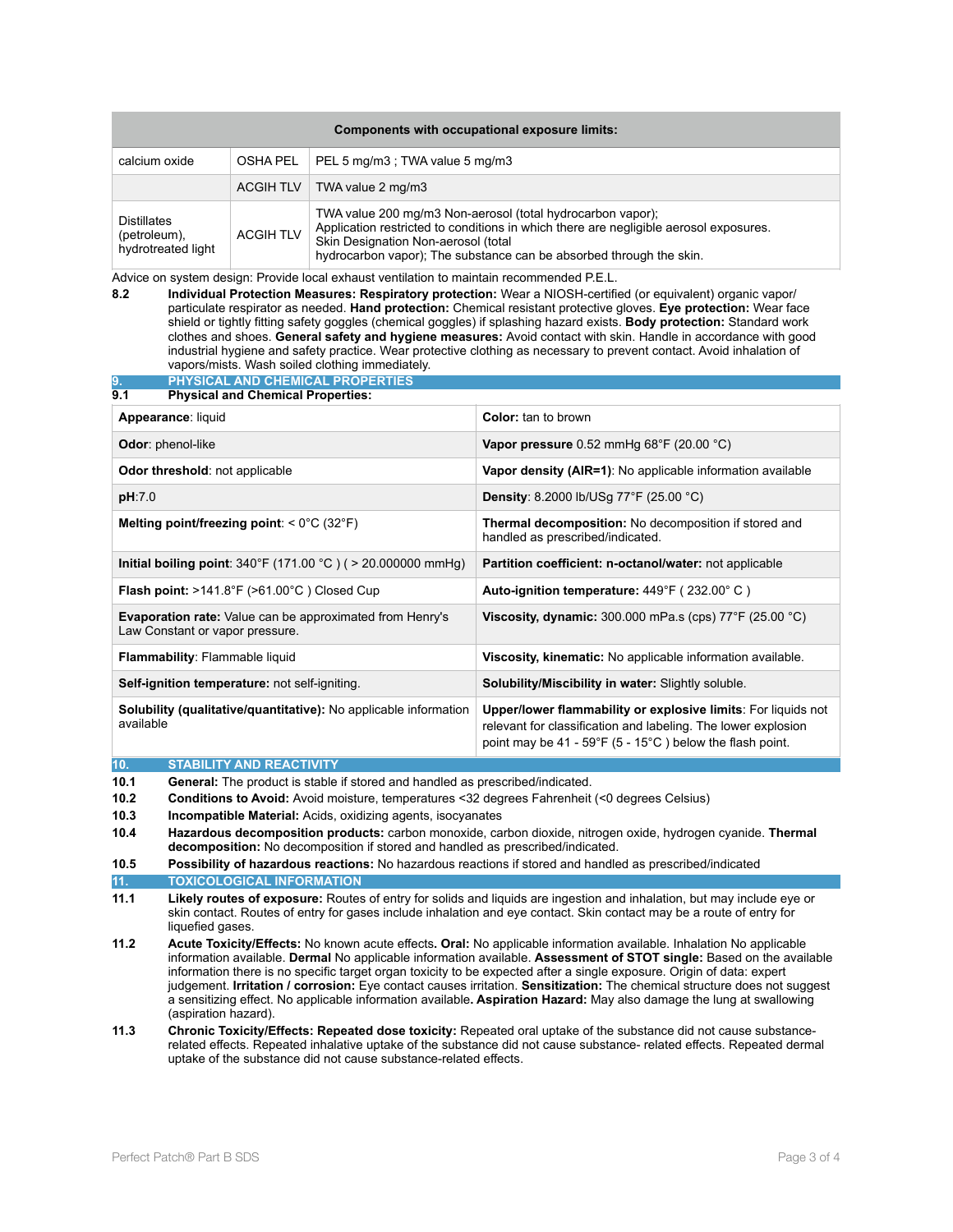| Components with occupational exposure limits: | | |
|---|---|---|
| calcium oxide | OSHA PEL | PEL 5 mg/m3 ; TWA value 5 mg/m3 |
| | ACGIH TLV | TWA value 2 mg/m3 |
| Distillates (petroleum), hydrotreated light | ACGIH TLV | TWA value 200 mg/m3 Non-aerosol (total hydrocarbon vapor); Application restricted to conditions in which there are negligible aerosol exposures. Skin Designation Non-aerosol (total hydrocarbon vapor); The substance can be absorbed through the skin. |

Advice on system design: Provide local exhaust ventilation to maintain recommended P.E.L.

**8.2** **Individual Protection Measures: Respiratory protection:** Wear a NIOSH-certified (or equivalent) organic vapor/ particulate respirator as needed. **Hand protection:** Chemical resistant protective gloves. **Eye protection:** Wear face shield or tightly fitting safety goggles (chemical goggles) if splashing hazard exists. **Body protection:** Standard work clothes and shoes. **General safety and hygiene measures:** Avoid contact with skin. Handle in accordance with good industrial hygiene and safety practice. Wear protective clothing as necessary to prevent contact. Avoid inhalation of vapors/mists. Wash soiled clothing immediately.

## 9. PHYSICAL AND CHEMICAL PROPERTIES

**9.1** **Physical and Chemical Properties:**

| | |
|---|---|
| **Appearance**: liquid | **Color:** tan to brown |
| **Odor**: phenol-like | **Vapor pressure** 0.52 mmHg 68°F (20.00 °C) |
| **Odor threshold**: not applicable | **Vapor density (AIR=1)**: No applicable information available |
| **pH**:7.0 | **Density**: 8.2000 lb/USg 77°F (25.00 °C) |
| **Melting point/freezing point**: < 0°C (32°F) | **Thermal decomposition:** No decomposition if stored and handled as prescribed/indicated. |
| **Initial boiling point**: 340°F (171.00 °C ) ( > 20.000000 mmHg) | **Partition coefficient: n-octanol/water:** not applicable |
| **Flash point:** >141.8°F (>61.00°C ) Closed Cup | **Auto-ignition temperature:** 449°F ( 232.00° C ) |
| **Evaporation rate:** Value can be approximated from Henry's Law Constant or vapor pressure. | **Viscosity, dynamic:** 300.000 mPa.s (cps) 77°F (25.00 °C) |
| **Flammability**: Flammable liquid | **Viscosity, kinematic:** No applicable information available. |
| **Self-ignition temperature:** not self-igniting. | **Solubility/Miscibility in water:** Slightly soluble. |
| **Solubility (qualitative/quantitative):** No applicable information available | **Upper/lower flammability or explosive limits**: For liquids not relevant for classification and labeling. The lower explosion point may be 41 - 59°F (5 - 15°C ) below the flash point. |

## 10. STABILITY AND REACTIVITY

**10.1** **General:** The product is stable if stored and handled as prescribed/indicated.

**10.2** **Conditions to Avoid:** Avoid moisture, temperatures <32 degrees Fahrenheit (<0 degrees Celsius)

**10.3** **Incompatible Material:** Acids, oxidizing agents, isocyanates

**10.4** **Hazardous decomposition products:** carbon monoxide, carbon dioxide, nitrogen oxide, hydrogen cyanide. **Thermal decomposition:** No decomposition if stored and handled as prescribed/indicated.

**10.5** **Possibility of hazardous reactions:** No hazardous reactions if stored and handled as prescribed/indicated

## 11. TOXICOLOGICAL INFORMATION

**11.1** **Likely routes of exposure:** Routes of entry for solids and liquids are ingestion and inhalation, but may include eye or skin contact. Routes of entry for gases include inhalation and eye contact. Skin contact may be a route of entry for liquefied gases.

**11.2** **Acute Toxicity/Effects:** No known acute effects. **Oral:** No applicable information available. Inhalation No applicable information available. **Dermal** No applicable information available. **Assessment of STOT single:** Based on the available information there is no specific target organ toxicity to be expected after a single exposure. Origin of data: expert judgement. **Irritation / corrosion:** Eye contact causes irritation. **Sensitization:** The chemical structure does not suggest a sensitizing effect. No applicable information available**. Aspiration Hazard:** May also damage the lung at swallowing (aspiration hazard).

**11.3** **Chronic Toxicity/Effects: Repeated dose toxicity:** Repeated oral uptake of the substance did not cause substance-related effects. Repeated inhalative uptake of the substance did not cause substance- related effects. Repeated dermal uptake of the substance did not cause substance-related effects.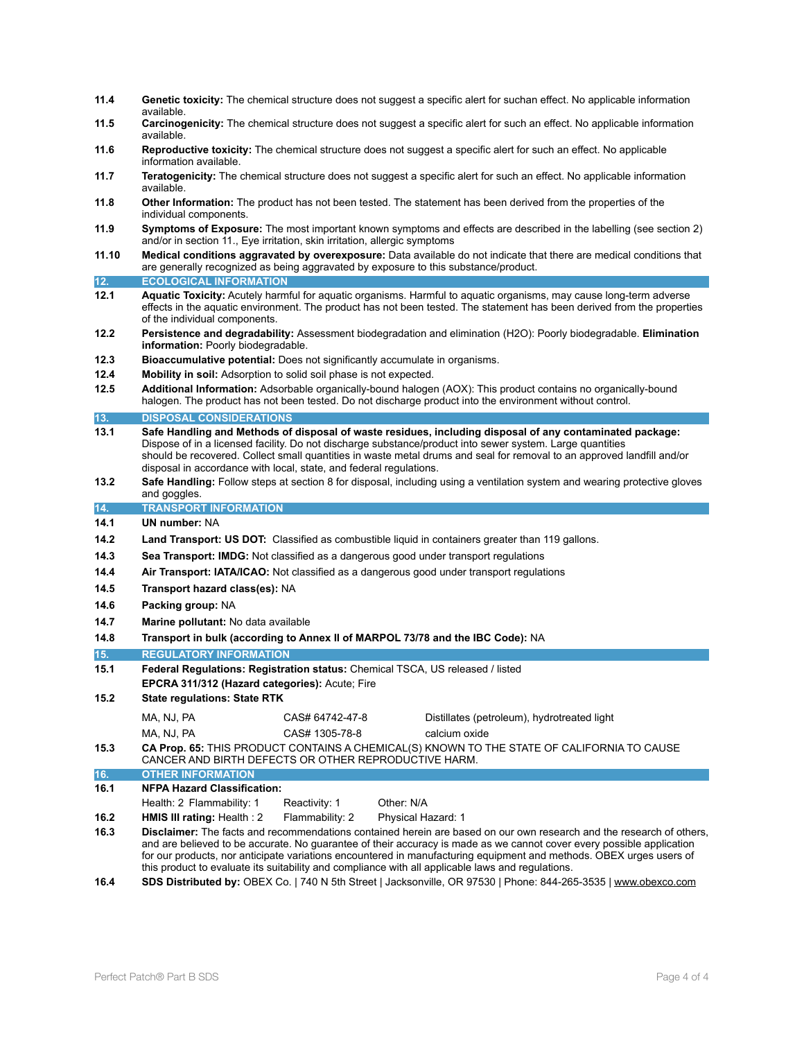**11.4** **Genetic toxicity:** The chemical structure does not suggest a specific alert for suchan effect. No applicable information available.

**11.5** **Carcinogenicity:** The chemical structure does not suggest a specific alert for such an effect. No applicable information available.

**11.6** **Reproductive toxicity:** The chemical structure does not suggest a specific alert for such an effect. No applicable information available.

**11.7** **Teratogenicity:** The chemical structure does not suggest a specific alert for such an effect. No applicable information available.

**11.8** **Other Information:** The product has not been tested. The statement has been derived from the properties of the individual components.

**11.9** **Symptoms of Exposure:** The most important known symptoms and effects are described in the labelling (see section 2) and/or in section 11., Eye irritation, skin irritation, allergic symptoms

**11.10** **Medical conditions aggravated by overexposure:** Data available do not indicate that there are medical conditions that are generally recognized as being aggravated by exposure to this substance/product.

## 12. ECOLOGICAL INFORMATION

**12.1** **Aquatic Toxicity:** Acutely harmful for aquatic organisms. Harmful to aquatic organisms, may cause long-term adverse effects in the aquatic environment. The product has not been tested. The statement has been derived from the properties of the individual components.

**12.2** **Persistence and degradability:** Assessment biodegradation and elimination ($H_2O$): Poorly biodegradable. **Elimination information:** Poorly biodegradable.

**12.3** **Bioaccumulative potential:** Does not significantly accumulate in organisms.

**12.4** **Mobility in soil:** Adsorption to solid soil phase is not expected.

**12.5** **Additional Information:** Adsorbable organically-bound halogen (AOX): This product contains no organically-bound halogen. The product has not been tested. Do not discharge product into the environment without control.

## 13. DISPOSAL CONSIDERATIONS

**13.1** **Safe Handling and Methods of disposal of waste residues, including disposal of any contaminated package:** Dispose of in a licensed facility. Do not discharge substance/product into sewer system. Large quantities should be recovered. Collect small quantities in waste metal drums and seal for removal to an approved landfill and/or disposal in accordance with local, state, and federal regulations.

**13.2** **Safe Handling:** Follow steps at section 8 for disposal, including using a ventilation system and wearing protective gloves and goggles.

## 14. TRANSPORT INFORMATION

**14.1** **UN number:** NA

**14.2** **Land Transport: US DOT:** Classified as combustible liquid in containers greater than 119 gallons.

**14.3** **Sea Transport: IMDG:** Not classified as a dangerous good under transport regulations

**14.4** **Air Transport: IATA/ICAO:** Not classified as a dangerous good under transport regulations

**14.5** **Transport hazard class(es):** NA

**14.6** **Packing group:** NA

**14.7** **Marine pollutant:** No data available

**14.8** **Transport in bulk (according to Annex II of MARPOL 73/78 and the IBC Code):** NA

## 15. REGULATORY INFORMATION

**15.1** **Federal Regulations: Registration status:** Chemical TSCA, US released / listed

**EPCRA 311/312 (Hazard categories):** Acute; Fire

**15.2** **State regulations: State RTK**

| | | |
|---|---|---|
| MA, NJ, PA | CAS# 64742-47-8 | Distillates (petroleum), hydrotreated light |
| MA, NJ, PA | CAS# 1305-78-8 | calcium oxide |

**15.3** **CA Prop. 65:** THIS PRODUCT CONTAINS A CHEMICAL(S) KNOWN TO THE STATE OF CALIFORNIA TO CAUSE CANCER AND BIRTH DEFECTS OR OTHER REPRODUCTIVE HARM.

## 16. OTHER INFORMATION

**16.1** **NFPA Hazard Classification:**

Health: 2 Flammability: 1 Reactivity: 1 Other: N/A

**16.2** **HMIS III rating:** Health : 2 Flammability: 2 Physical Hazard: 1

**16.3** **Disclaimer:** The facts and recommendations contained herein are based on our own research and the research of others, and are believed to be accurate. No guarantee of their accuracy is made as we cannot cover every possible application for our products, nor anticipate variations encountered in manufacturing equipment and methods. OBEX urges users of this product to evaluate its suitability and compliance with all applicable laws and regulations.

**16.4** **SDS Distributed by:** OBEX Co. | 740 N 5th Street | Jacksonville, OR 97530 | Phone: 844-265-3535 | www.obexco.com